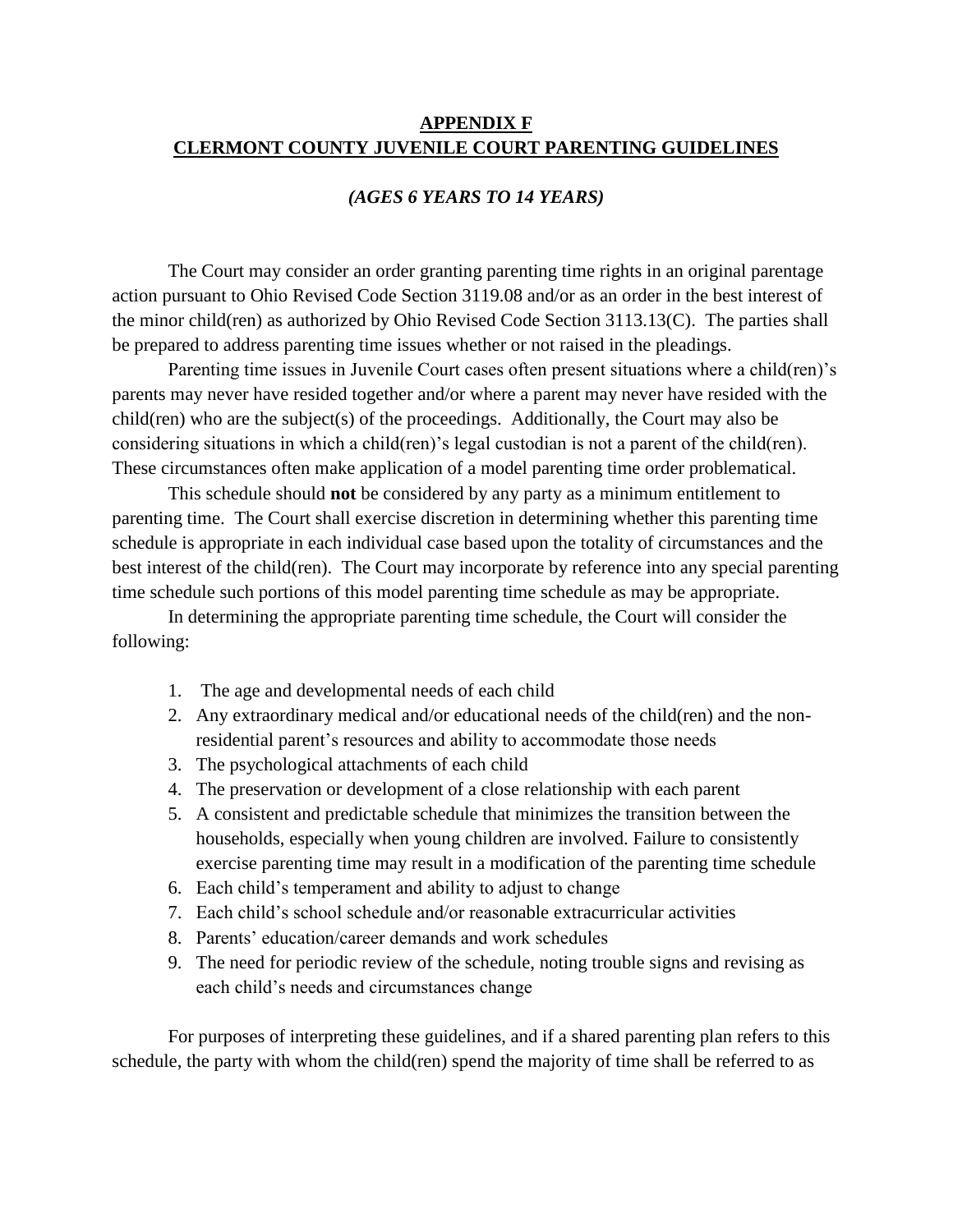# **APPENDIX F**
# **CLERMONT COUNTY JUVENILE COURT PARENTING GUIDELINES**

### ***(AGES 6 YEARS TO 14 YEARS)***

The Court may consider an order granting parenting time rights in an original parentage action pursuant to Ohio Revised Code Section 3119.08 and/or as an order in the best interest of the minor child(ren) as authorized by Ohio Revised Code Section 3113.13(C). The parties shall be prepared to address parenting time issues whether or not raised in the pleadings.

Parenting time issues in Juvenile Court cases often present situations where a child(ren)'s parents may never have resided together and/or where a parent may never have resided with the child(ren) who are the subject(s) of the proceedings. Additionally, the Court may also be considering situations in which a child(ren)'s legal custodian is not a parent of the child(ren). These circumstances often make application of a model parenting time order problematical.

This schedule should **not** be considered by any party as a minimum entitlement to parenting time. The Court shall exercise discretion in determining whether this parenting time schedule is appropriate in each individual case based upon the totality of circumstances and the best interest of the child(ren). The Court may incorporate by reference into any special parenting time schedule such portions of this model parenting time schedule as may be appropriate.

In determining the appropriate parenting time schedule, the Court will consider the following:

1. The age and developmental needs of each child
2. Any extraordinary medical and/or educational needs of the child(ren) and the non-residential parent's resources and ability to accommodate those needs
3. The psychological attachments of each child
4. The preservation or development of a close relationship with each parent
5. A consistent and predictable schedule that minimizes the transition between the households, especially when young children are involved. Failure to consistently exercise parenting time may result in a modification of the parenting time schedule
6. Each child's temperament and ability to adjust to change
7. Each child's school schedule and/or reasonable extracurricular activities
8. Parents' education/career demands and work schedules
9. The need for periodic review of the schedule, noting trouble signs and revising as each child's needs and circumstances change

For purposes of interpreting these guidelines, and if a shared parenting plan refers to this schedule, the party with whom the child(ren) spend the majority of time shall be referred to as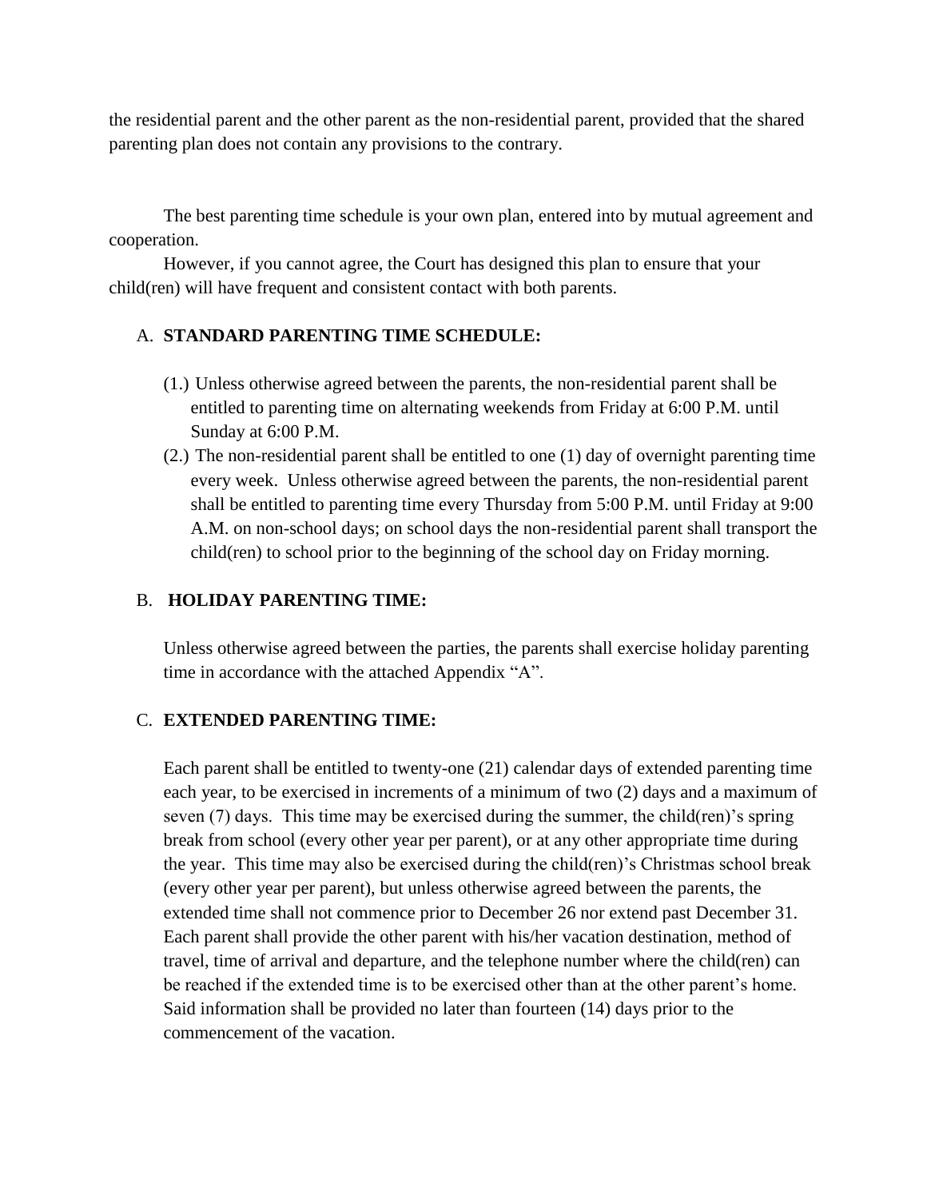the residential parent and the other parent as the non-residential parent, provided that the shared parenting plan does not contain any provisions to the contrary.

The best parenting time schedule is your own plan, entered into by mutual agreement and cooperation.

However, if you cannot agree, the Court has designed this plan to ensure that your child(ren) will have frequent and consistent contact with both parents.

A. **STANDARD PARENTING TIME SCHEDULE:**

(1.) Unless otherwise agreed between the parents, the non-residential parent shall be entitled to parenting time on alternating weekends from Friday at 6:00 P.M. until Sunday at 6:00 P.M.

(2.) The non-residential parent shall be entitled to one (1) day of overnight parenting time every week. Unless otherwise agreed between the parents, the non-residential parent shall be entitled to parenting time every Thursday from 5:00 P.M. until Friday at 9:00 A.M. on non-school days; on school days the non-residential parent shall transport the child(ren) to school prior to the beginning of the school day on Friday morning.

B. **HOLIDAY PARENTING TIME:**

Unless otherwise agreed between the parties, the parents shall exercise holiday parenting time in accordance with the attached Appendix "A".

C. **EXTENDED PARENTING TIME:**

Each parent shall be entitled to twenty-one (21) calendar days of extended parenting time each year, to be exercised in increments of a minimum of two (2) days and a maximum of seven (7) days. This time may be exercised during the summer, the child(ren)'s spring break from school (every other year per parent), or at any other appropriate time during the year. This time may also be exercised during the child(ren)'s Christmas school break (every other year per parent), but unless otherwise agreed between the parents, the extended time shall not commence prior to December 26 nor extend past December 31. Each parent shall provide the other parent with his/her vacation destination, method of travel, time of arrival and departure, and the telephone number where the child(ren) can be reached if the extended time is to be exercised other than at the other parent's home. Said information shall be provided no later than fourteen (14) days prior to the commencement of the vacation.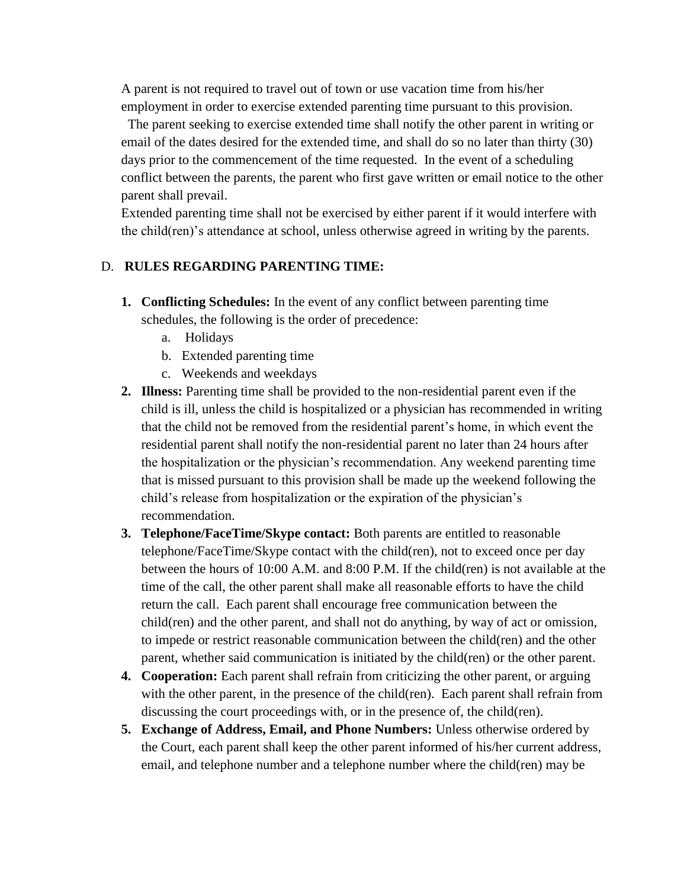A parent is not required to travel out of town or use vacation time from his/her employment in order to exercise extended parenting time pursuant to this provision.

The parent seeking to exercise extended time shall notify the other parent in writing or email of the dates desired for the extended time, and shall do so no later than thirty (30) days prior to the commencement of the time requested. In the event of a scheduling conflict between the parents, the parent who first gave written or email notice to the other parent shall prevail.

Extended parenting time shall not be exercised by either parent if it would interfere with the child(ren)'s attendance at school, unless otherwise agreed in writing by the parents.

D. **RULES REGARDING PARENTING TIME:**

1. **Conflicting Schedules:** In the event of any conflict between parenting time schedules, the following is the order of precedence:
   a. Holidays
   b. Extended parenting time
   c. Weekends and weekdays
2. **Illness:** Parenting time shall be provided to the non-residential parent even if the child is ill, unless the child is hospitalized or a physician has recommended in writing that the child not be removed from the residential parent's home, in which event the residential parent shall notify the non-residential parent no later than 24 hours after the hospitalization or the physician's recommendation. Any weekend parenting time that is missed pursuant to this provision shall be made up the weekend following the child's release from hospitalization or the expiration of the physician's recommendation.
3. **Telephone/FaceTime/Skype contact:** Both parents are entitled to reasonable telephone/FaceTime/Skype contact with the child(ren), not to exceed once per day between the hours of 10:00 A.M. and 8:00 P.M. If the child(ren) is not available at the time of the call, the other parent shall make all reasonable efforts to have the child return the call. Each parent shall encourage free communication between the child(ren) and the other parent, and shall not do anything, by way of act or omission, to impede or restrict reasonable communication between the child(ren) and the other parent, whether said communication is initiated by the child(ren) or the other parent.
4. **Cooperation:** Each parent shall refrain from criticizing the other parent, or arguing with the other parent, in the presence of the child(ren). Each parent shall refrain from discussing the court proceedings with, or in the presence of, the child(ren).
5. **Exchange of Address, Email, and Phone Numbers:** Unless otherwise ordered by the Court, each parent shall keep the other parent informed of his/her current address, email, and telephone number and a telephone number where the child(ren) may be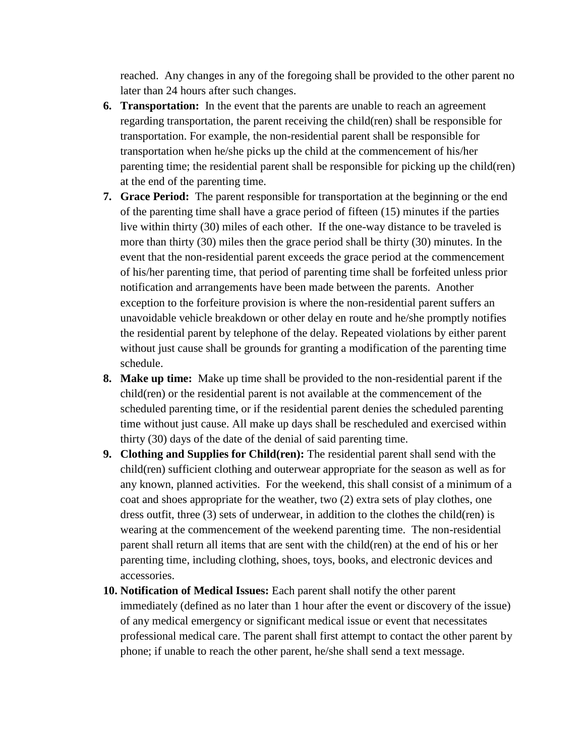reached. Any changes in any of the foregoing shall be provided to the other parent no later than 24 hours after such changes.

6. **Transportation:** In the event that the parents are unable to reach an agreement regarding transportation, the parent receiving the child(ren) shall be responsible for transportation. For example, the non-residential parent shall be responsible for transportation when he/she picks up the child at the commencement of his/her parenting time; the residential parent shall be responsible for picking up the child(ren) at the end of the parenting time.
7. **Grace Period:** The parent responsible for transportation at the beginning or the end of the parenting time shall have a grace period of fifteen (15) minutes if the parties live within thirty (30) miles of each other. If the one-way distance to be traveled is more than thirty (30) miles then the grace period shall be thirty (30) minutes. In the event that the non-residential parent exceeds the grace period at the commencement of his/her parenting time, that period of parenting time shall be forfeited unless prior notification and arrangements have been made between the parents. Another exception to the forfeiture provision is where the non-residential parent suffers an unavoidable vehicle breakdown or other delay en route and he/she promptly notifies the residential parent by telephone of the delay. Repeated violations by either parent without just cause shall be grounds for granting a modification of the parenting time schedule.
8. **Make up time:** Make up time shall be provided to the non-residential parent if the child(ren) or the residential parent is not available at the commencement of the scheduled parenting time, or if the residential parent denies the scheduled parenting time without just cause. All make up days shall be rescheduled and exercised within thirty (30) days of the date of the denial of said parenting time.
9. **Clothing and Supplies for Child(ren):** The residential parent shall send with the child(ren) sufficient clothing and outerwear appropriate for the season as well as for any known, planned activities. For the weekend, this shall consist of a minimum of a coat and shoes appropriate for the weather, two (2) extra sets of play clothes, one dress outfit, three (3) sets of underwear, in addition to the clothes the child(ren) is wearing at the commencement of the weekend parenting time. The non-residential parent shall return all items that are sent with the child(ren) at the end of his or her parenting time, including clothing, shoes, toys, books, and electronic devices and accessories.
10. **Notification of Medical Issues:** Each parent shall notify the other parent immediately (defined as no later than 1 hour after the event or discovery of the issue) of any medical emergency or significant medical issue or event that necessitates professional medical care. The parent shall first attempt to contact the other parent by phone; if unable to reach the other parent, he/she shall send a text message.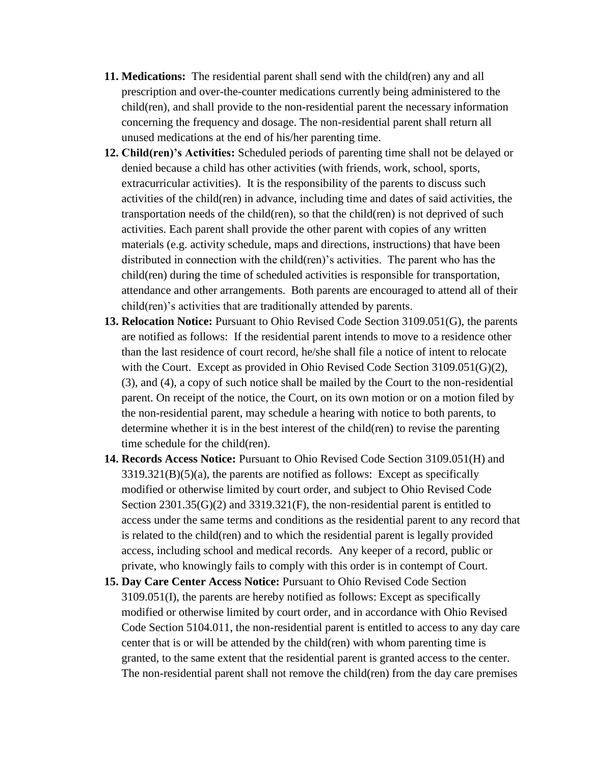11. **Medications:** The residential parent shall send with the child(ren) any and all prescription and over-the-counter medications currently being administered to the child(ren), and shall provide to the non-residential parent the necessary information concerning the frequency and dosage. The non-residential parent shall return all unused medications at the end of his/her parenting time.
12. **Child(ren)'s Activities:** Scheduled periods of parenting time shall not be delayed or denied because a child has other activities (with friends, work, school, sports, extracurricular activities). It is the responsibility of the parents to discuss such activities of the child(ren) in advance, including time and dates of said activities, the transportation needs of the child(ren), so that the child(ren) is not deprived of such activities. Each parent shall provide the other parent with copies of any written materials (e.g. activity schedule, maps and directions, instructions) that have been distributed in connection with the child(ren)'s activities. The parent who has the child(ren) during the time of scheduled activities is responsible for transportation, attendance and other arrangements. Both parents are encouraged to attend all of their child(ren)'s activities that are traditionally attended by parents.
13. **Relocation Notice:** Pursuant to Ohio Revised Code Section 3109.051(G), the parents are notified as follows: If the residential parent intends to move to a residence other than the last residence of court record, he/she shall file a notice of intent to relocate with the Court. Except as provided in Ohio Revised Code Section 3109.051(G)(2), (3), and (4), a copy of such notice shall be mailed by the Court to the non-residential parent. On receipt of the notice, the Court, on its own motion or on a motion filed by the non-residential parent, may schedule a hearing with notice to both parents, to determine whether it is in the best interest of the child(ren) to revise the parenting time schedule for the child(ren).
14. **Records Access Notice:** Pursuant to Ohio Revised Code Section 3109.051(H) and 3319.321(B)(5)(a), the parents are notified as follows: Except as specifically modified or otherwise limited by court order, and subject to Ohio Revised Code Section 2301.35(G)(2) and 3319.321(F), the non-residential parent is entitled to access under the same terms and conditions as the residential parent to any record that is related to the child(ren) and to which the residential parent is legally provided access, including school and medical records. Any keeper of a record, public or private, who knowingly fails to comply with this order is in contempt of Court.
15. **Day Care Center Access Notice:** Pursuant to Ohio Revised Code Section 3109.051(I), the parents are hereby notified as follows: Except as specifically modified or otherwise limited by court order, and in accordance with Ohio Revised Code Section 5104.011, the non-residential parent is entitled to access to any day care center that is or will be attended by the child(ren) with whom parenting time is granted, to the same extent that the residential parent is granted access to the center. The non-residential parent shall not remove the child(ren) from the day care premises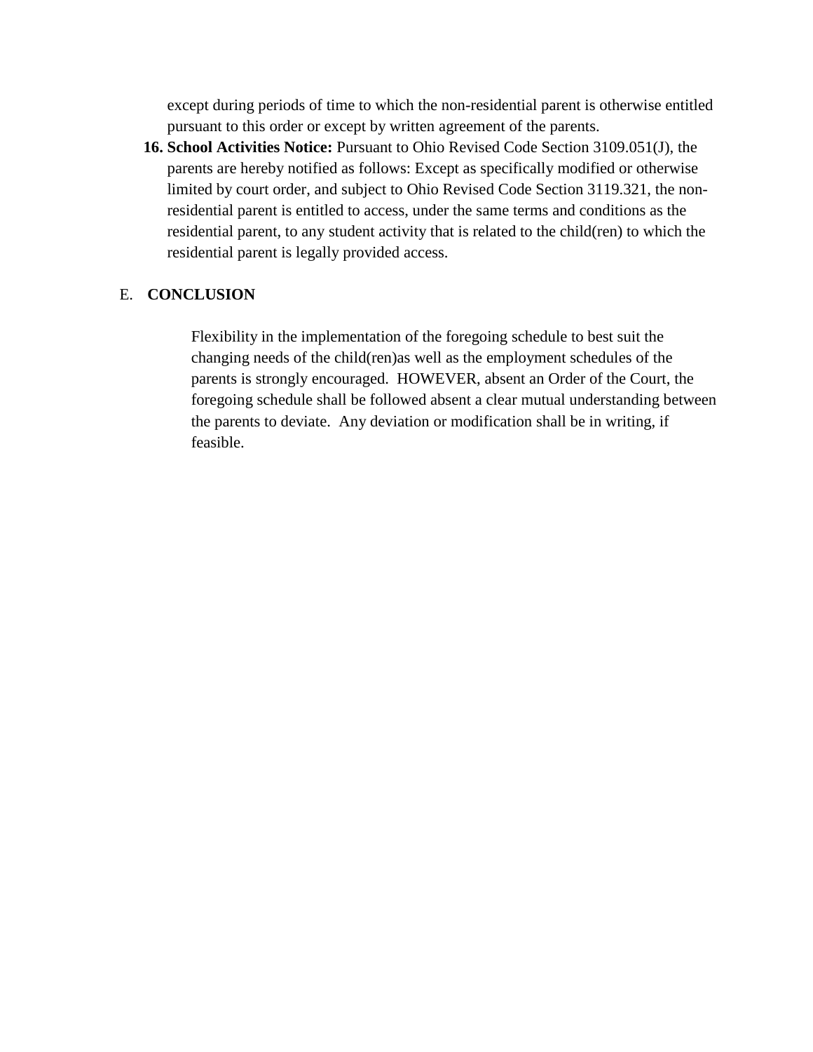except during periods of time to which the non-residential parent is otherwise entitled pursuant to this order or except by written agreement of the parents.

16. **School Activities Notice:** Pursuant to Ohio Revised Code Section 3109.051(J), the parents are hereby notified as follows: Except as specifically modified or otherwise limited by court order, and subject to Ohio Revised Code Section 3119.321, the non-residential parent is entitled to access, under the same terms and conditions as the residential parent, to any student activity that is related to the child(ren) to which the residential parent is legally provided access.

## E. CONCLUSION

Flexibility in the implementation of the foregoing schedule to best suit the changing needs of the child(ren)as well as the employment schedules of the parents is strongly encouraged. HOWEVER, absent an Order of the Court, the foregoing schedule shall be followed absent a clear mutual understanding between the parents to deviate. Any deviation or modification shall be in writing, if feasible.